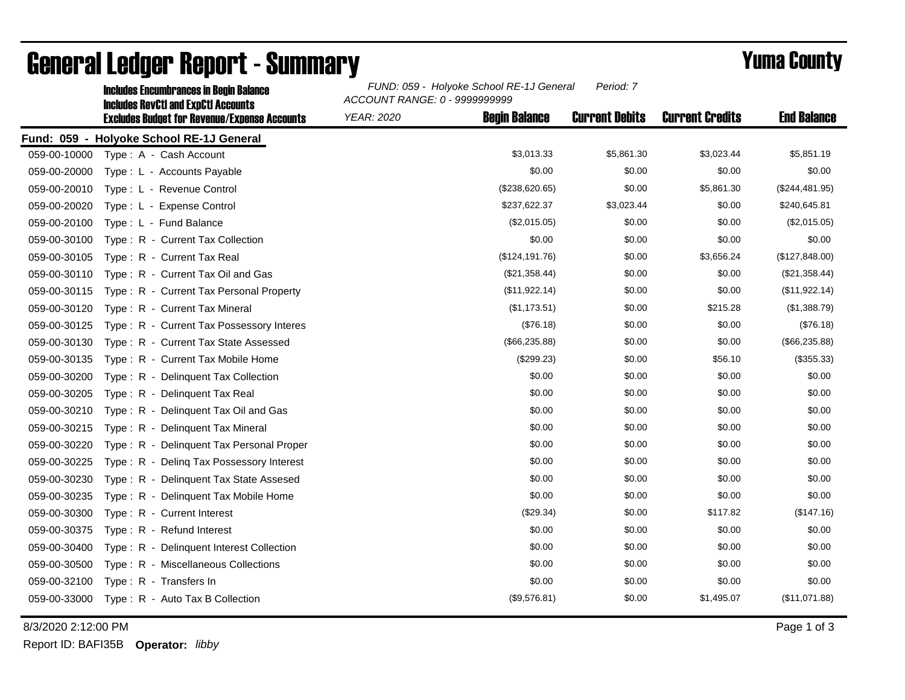# General Ledger Report - Summary

## Yuma County

**Includes Encumbrances in Begin Balance**
**Includes RevCtl and ExpCtl Accounts**
**Excludes Budget for Revenue/Expense Accounts**

*FUND: 059 - Holyoke School RE-1J General* *Period: 7*
*ACCOUNT RANGE: 0 - 9999999999*
*YEAR: 2020*

**Fund: 059 - Holyoke School RE-1J General**

| Account | Description | Begin Balance | Current Debits | Current Credits | End Balance |
|---|---|---|---|---|---|
| 059-00-10000 | Type : A - Cash Account | $3,013.33 | $5,861.30 | $3,023.44 | $5,851.19 |
| 059-00-20000 | Type : L - Accounts Payable | $0.00 | $0.00 | $0.00 | $0.00 |
| 059-00-20010 | Type : L - Revenue Control | ($238,620.65) | $0.00 | $5,861.30 | ($244,481.95) |
| 059-00-20020 | Type : L - Expense Control | $237,622.37 | $3,023.44 | $0.00 | $240,645.81 |
| 059-00-20100 | Type : L - Fund Balance | ($2,015.05) | $0.00 | $0.00 | ($2,015.05) |
| 059-00-30100 | Type : R - Current Tax Collection | $0.00 | $0.00 | $0.00 | $0.00 |
| 059-00-30105 | Type : R - Current Tax Real | ($124,191.76) | $0.00 | $3,656.24 | ($127,848.00) |
| 059-00-30110 | Type : R - Current Tax Oil and Gas | ($21,358.44) | $0.00 | $0.00 | ($21,358.44) |
| 059-00-30115 | Type : R - Current Tax Personal Property | ($11,922.14) | $0.00 | $0.00 | ($11,922.14) |
| 059-00-30120 | Type : R - Current Tax Mineral | ($1,173.51) | $0.00 | $215.28 | ($1,388.79) |
| 059-00-30125 | Type : R - Current Tax Possessory Interes | ($76.18) | $0.00 | $0.00 | ($76.18) |
| 059-00-30130 | Type : R - Current Tax State Assessed | ($66,235.88) | $0.00 | $0.00 | ($66,235.88) |
| 059-00-30135 | Type : R - Current Tax Mobile Home | ($299.23) | $0.00 | $56.10 | ($355.33) |
| 059-00-30200 | Type : R - Delinquent Tax Collection | $0.00 | $0.00 | $0.00 | $0.00 |
| 059-00-30205 | Type : R - Delinquent Tax Real | $0.00 | $0.00 | $0.00 | $0.00 |
| 059-00-30210 | Type : R - Delinquent Tax Oil and Gas | $0.00 | $0.00 | $0.00 | $0.00 |
| 059-00-30215 | Type : R - Delinquent Tax Mineral | $0.00 | $0.00 | $0.00 | $0.00 |
| 059-00-30220 | Type : R - Delinquent Tax Personal Proper | $0.00 | $0.00 | $0.00 | $0.00 |
| 059-00-30225 | Type : R - Delinq Tax Possessory Interest | $0.00 | $0.00 | $0.00 | $0.00 |
| 059-00-30230 | Type : R - Delinquent Tax State Assesed | $0.00 | $0.00 | $0.00 | $0.00 |
| 059-00-30235 | Type : R - Delinquent Tax Mobile Home | $0.00 | $0.00 | $0.00 | $0.00 |
| 059-00-30300 | Type : R - Current Interest | ($29.34) | $0.00 | $117.82 | ($147.16) |
| 059-00-30375 | Type : R - Refund Interest | $0.00 | $0.00 | $0.00 | $0.00 |
| 059-00-30400 | Type : R - Delinquent Interest Collection | $0.00 | $0.00 | $0.00 | $0.00 |
| 059-00-30500 | Type : R - Miscellaneous Collections | $0.00 | $0.00 | $0.00 | $0.00 |
| 059-00-32100 | Type : R - Transfers In | $0.00 | $0.00 | $0.00 | $0.00 |
| 059-00-33000 | Type : R - Auto Tax B Collection | ($9,576.81) | $0.00 | $1,495.07 | ($11,071.88) |

8/3/2020 2:12:00 PM

Report ID: BAFI35B **Operator:** *libby*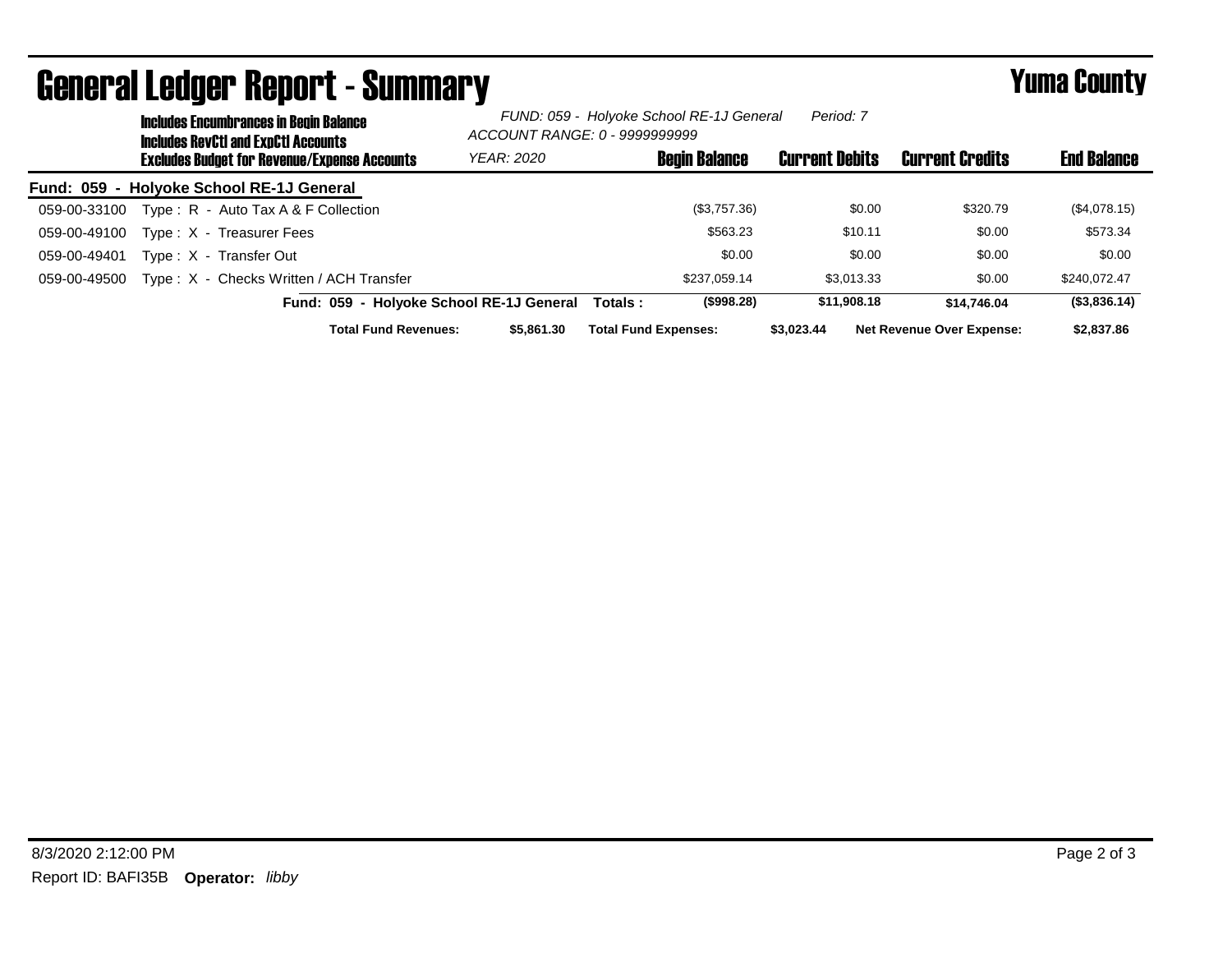# General Ledger Report - Summary

**Yuma County**

**Includes Encumbrances in Begin Balance**
**Includes RevCtl and ExpCtl Accounts**
**Excludes Budget for Revenue/Expense Accounts**

*FUND: 059 - Holyoke School RE-1J General* *Period: 7*
*ACCOUNT RANGE: 0 - 9999999999*
*YEAR: 2020*

**Fund: 059 - Holyoke School RE-1J General**

| Account | Description | Begin Balance | Current Debits | Current Credits | End Balance |
|---|---|---|---|---|---|
| 059-00-33100 | Type : R - Auto Tax A & F Collection | ($3,757.36) | $0.00 | $320.79 | ($4,078.15) |
| 059-00-49100 | Type : X - Treasurer Fees | $563.23 | $10.11 | $0.00 | $573.34 |
| 059-00-49401 | Type : X - Transfer Out | $0.00 | $0.00 | $0.00 | $0.00 |
| 059-00-49500 | Type : X - Checks Written / ACH Transfer | $237,059.14 | $3,013.33 | $0.00 | $240,072.47 |
| | **Fund: 059 - Holyoke School RE-1J General Totals :** | **($998.28)** | **$11,908.18** | **$14,746.04** | **($3,836.14)** |

**Total Fund Revenues:** **$5,861.30** **Total Fund Expenses:** **$3,023.44** **Net Revenue Over Expense:** **$2,837.86**

8/3/2020 2:12:00 PM

Report ID: BAFI35B **Operator:** *libby*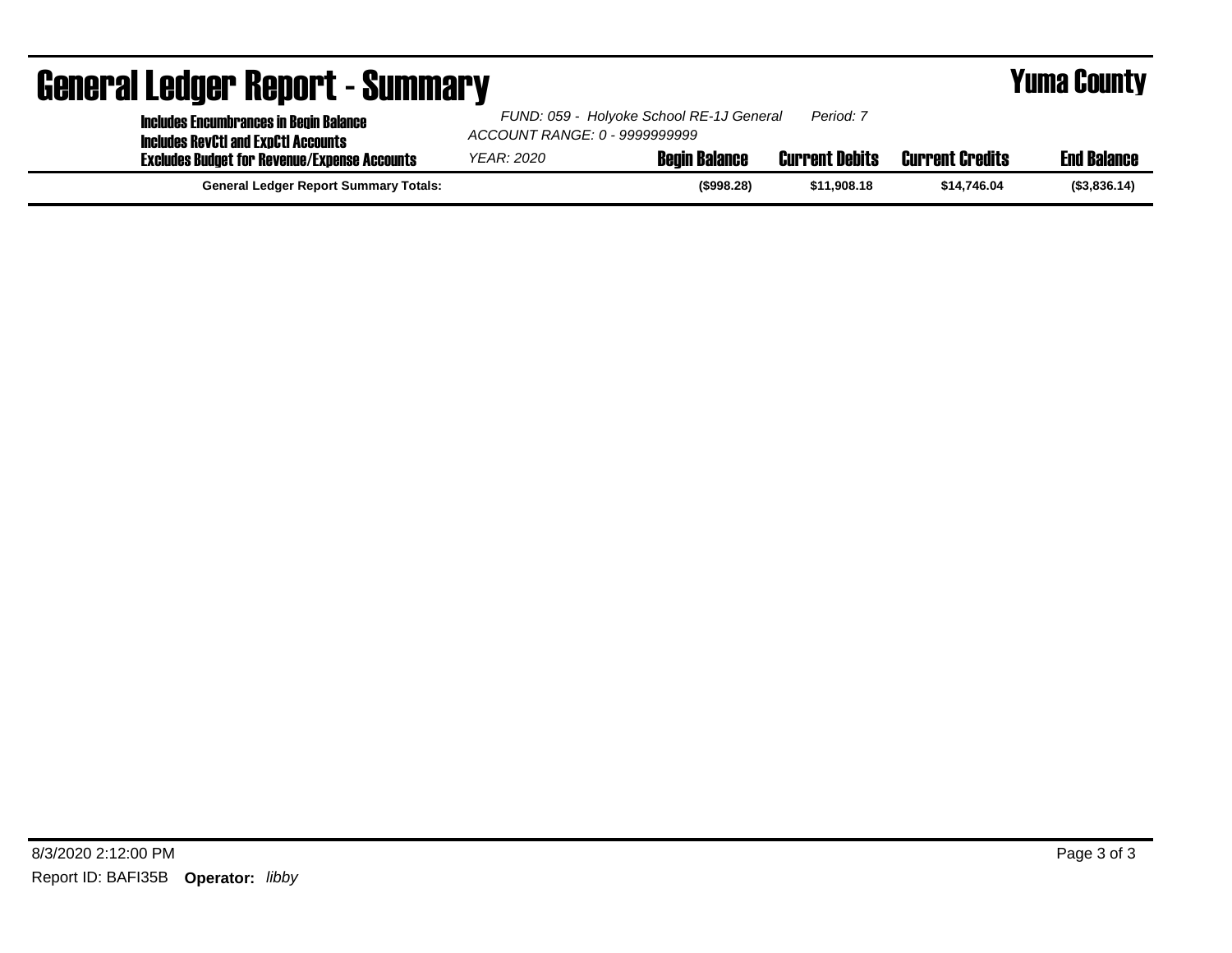# General Ledger Report - Summary

## Yuma County

Includes Encumbrances in Begin Balance
Includes RevCtl and ExpCtl Accounts
Excludes Budget for Revenue/Expense Accounts

*FUND: 059 - Holyoke School RE-1J General* *Period: 7*
*ACCOUNT RANGE: 0 - 9999999999*
*YEAR: 2020*

| | Begin Balance | Current Debits | Current Credits | End Balance |
|---|---|---|---|---|
| **General Ledger Report Summary Totals:** | **($998.28)** | **$11,908.18** | **$14,746.04** | **($3,836.14)** |

8/3/2020 2:12:00 PM

Report ID: BAFI35B **Operator:** *libby*